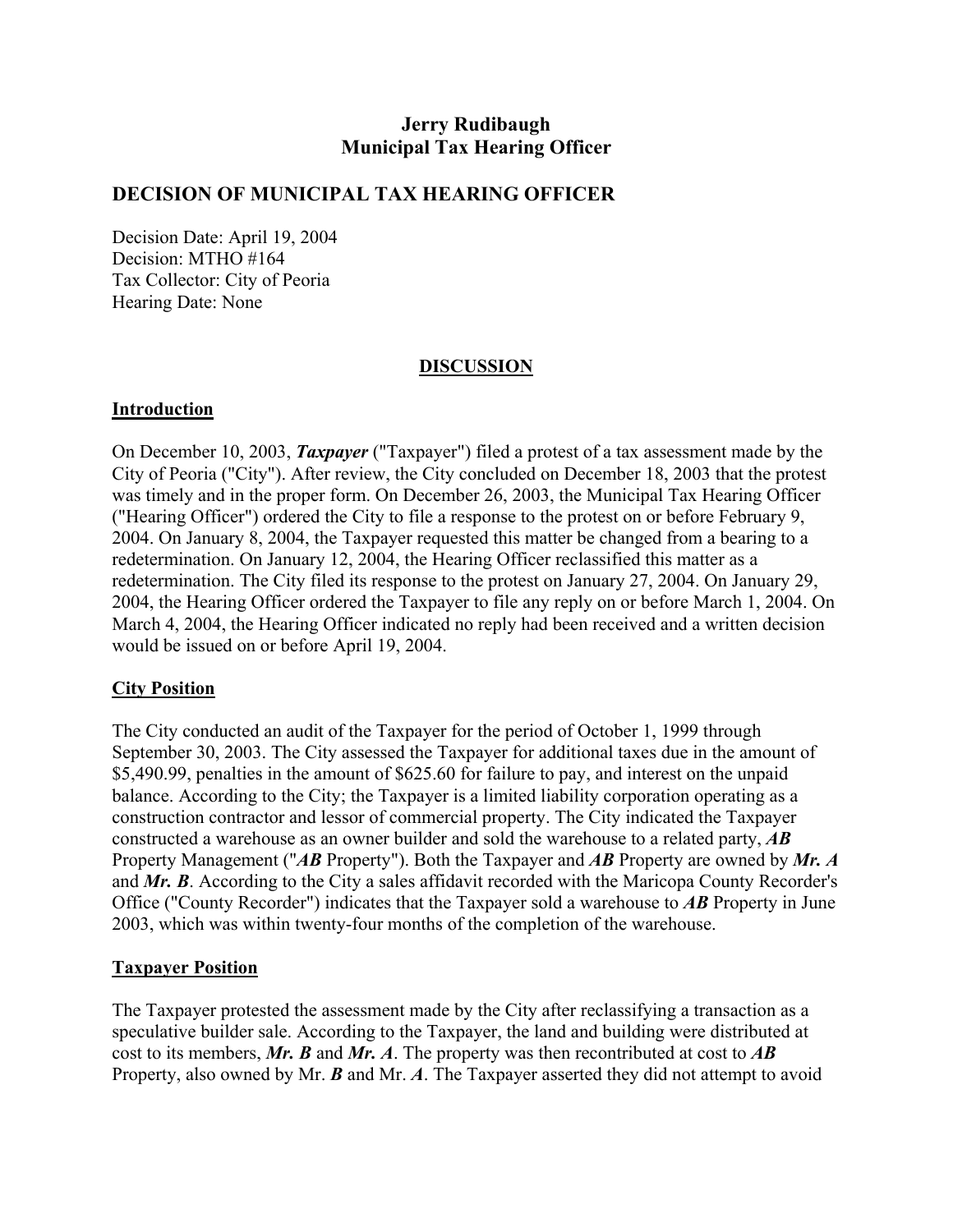**Jerry Rudibaugh**
**Municipal Tax Hearing Officer**

## DECISION OF MUNICIPAL TAX HEARING OFFICER

Decision Date: April 19, 2004
Decision: MTHO #164
Tax Collector: City of Peoria
Hearing Date: None

### DISCUSSION

#### Introduction

On December 10, 2003, ***Taxpayer*** ("Taxpayer") filed a protest of a tax assessment made by the City of Peoria ("City"). After review, the City concluded on December 18, 2003 that the protest was timely and in the proper form. On December 26, 2003, the Municipal Tax Hearing Officer ("Hearing Officer") ordered the City to file a response to the protest on or before February 9, 2004. On January 8, 2004, the Taxpayer requested this matter be changed from a bearing to a redetermination. On January 12, 2004, the Hearing Officer reclassified this matter as a redetermination. The City filed its response to the protest on January 27, 2004. On January 29, 2004, the Hearing Officer ordered the Taxpayer to file any reply on or before March 1, 2004. On March 4, 2004, the Hearing Officer indicated no reply had been received and a written decision would be issued on or before April 19, 2004.

#### City Position

The City conducted an audit of the Taxpayer for the period of October 1, 1999 through September 30, 2003. The City assessed the Taxpayer for additional taxes due in the amount of $5,490.99, penalties in the amount of $625.60 for failure to pay, and interest on the unpaid balance. According to the City; the Taxpayer is a limited liability corporation operating as a construction contractor and lessor of commercial property. The City indicated the Taxpayer constructed a warehouse as an owner builder and sold the warehouse to a related party, ***AB*** Property Management ("***AB*** Property"). Both the Taxpayer and ***AB*** Property are owned by ***Mr. A*** and ***Mr. B***. According to the City a sales affidavit recorded with the Maricopa County Recorder's Office ("County Recorder") indicates that the Taxpayer sold a warehouse to ***AB*** Property in June 2003, which was within twenty-four months of the completion of the warehouse.

#### Taxpayer Position

The Taxpayer protested the assessment made by the City after reclassifying a transaction as a speculative builder sale. According to the Taxpayer, the land and building were distributed at cost to its members, ***Mr. B*** and ***Mr. A***. The property was then recontributed at cost to ***AB*** Property, also owned by Mr. ***B*** and Mr. ***A***. The Taxpayer asserted they did not attempt to avoid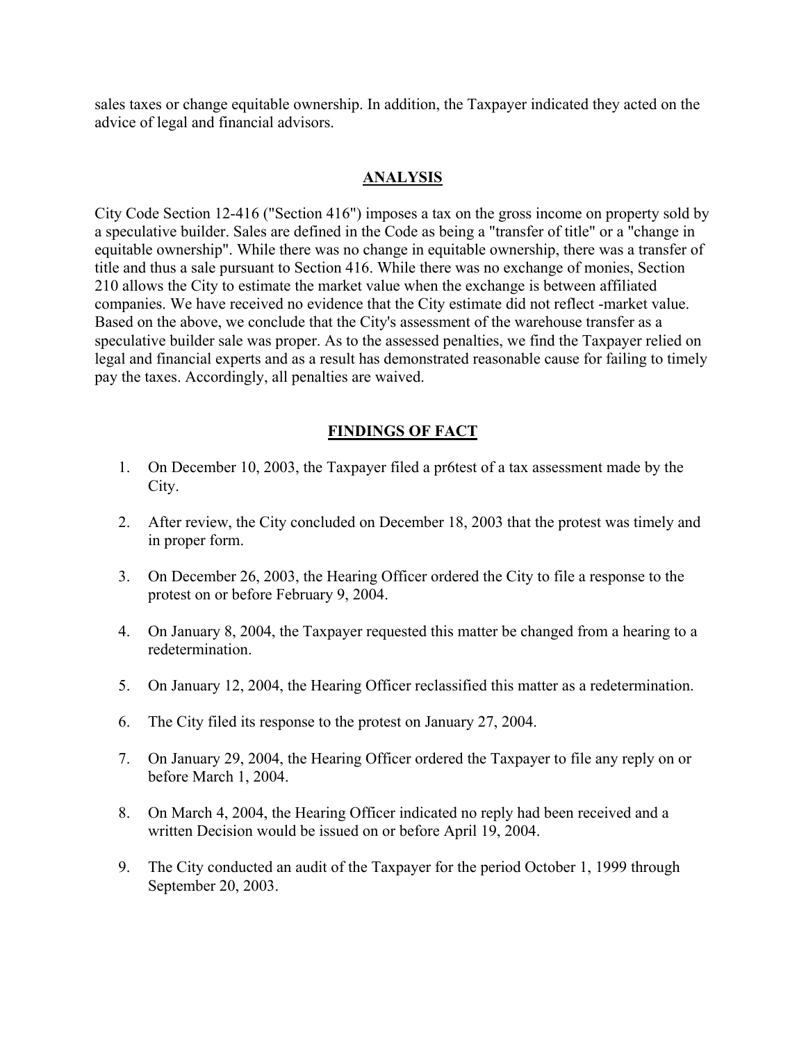sales taxes or change equitable ownership. In addition, the Taxpayer indicated they acted on the advice of legal and financial advisors.

## ANALYSIS

City Code Section 12-416 ("Section 416") imposes a tax on the gross income on property sold by a speculative builder. Sales are defined in the Code as being a "transfer of title" or a "change in equitable ownership". While there was no change in equitable ownership, there was a transfer of title and thus a sale pursuant to Section 416. While there was no exchange of monies, Section 210 allows the City to estimate the market value when the exchange is between affiliated companies. We have received no evidence that the City estimate did not reflect -market value. Based on the above, we conclude that the City's assessment of the warehouse transfer as a speculative builder sale was proper. As to the assessed penalties, we find the Taxpayer relied on legal and financial experts and as a result has demonstrated reasonable cause for failing to timely pay the taxes. Accordingly, all penalties are waived.

## FINDINGS OF FACT

1. On December 10, 2003, the Taxpayer filed a pr6test of a tax assessment made by the City.
2. After review, the City concluded on December 18, 2003 that the protest was timely and in proper form.
3. On December 26, 2003, the Hearing Officer ordered the City to file a response to the protest on or before February 9, 2004.
4. On January 8, 2004, the Taxpayer requested this matter be changed from a hearing to a redetermination.
5. On January 12, 2004, the Hearing Officer reclassified this matter as a redetermination.
6. The City filed its response to the protest on January 27, 2004.
7. On January 29, 2004, the Hearing Officer ordered the Taxpayer to file any reply on or before March 1, 2004.
8. On March 4, 2004, the Hearing Officer indicated no reply had been received and a written Decision would be issued on or before April 19, 2004.
9. The City conducted an audit of the Taxpayer for the period October 1, 1999 through September 20, 2003.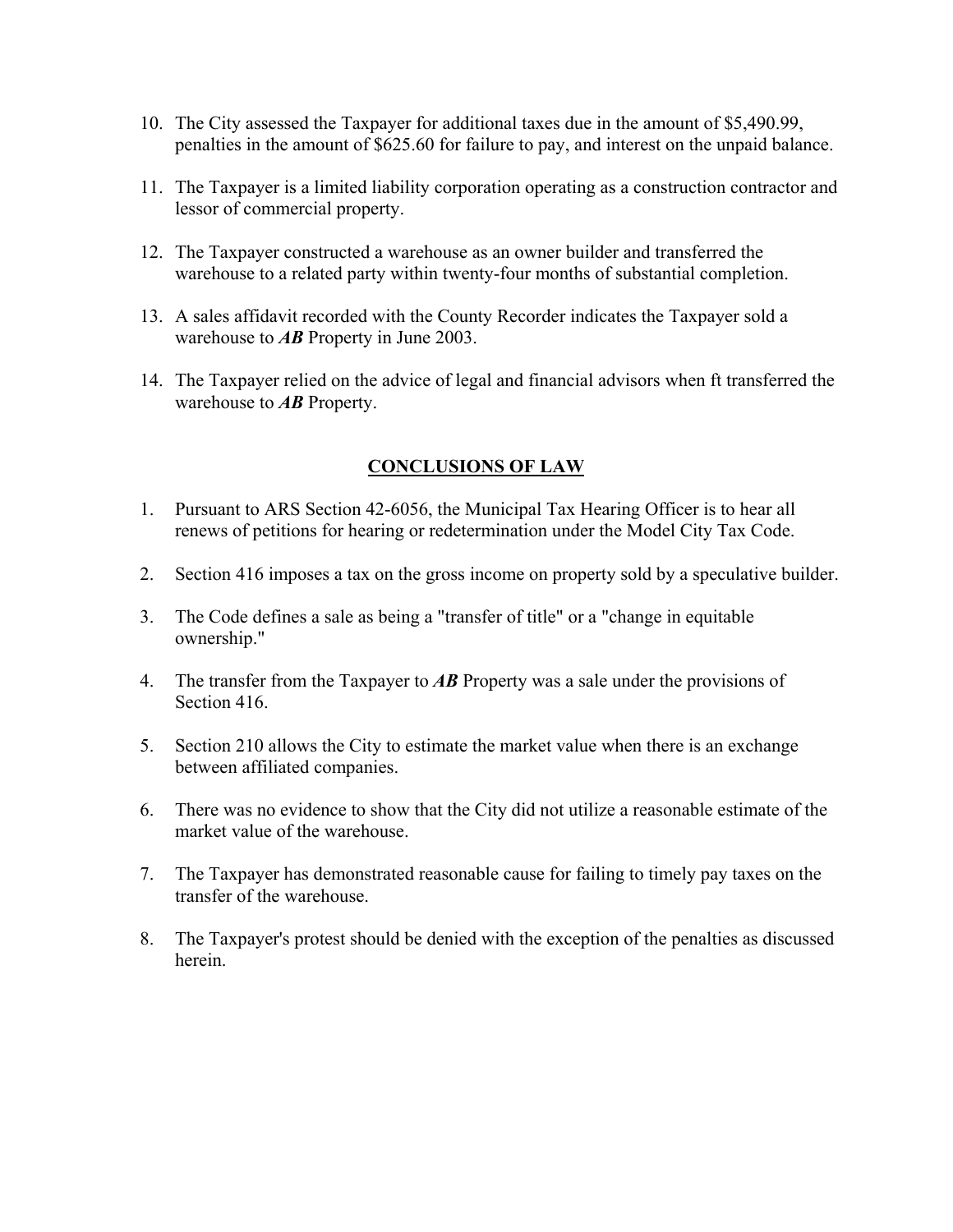10. The City assessed the Taxpayer for additional taxes due in the amount of $5,490.99, penalties in the amount of $625.60 for failure to pay, and interest on the unpaid balance.

11. The Taxpayer is a limited liability corporation operating as a construction contractor and lessor of commercial property.

12. The Taxpayer constructed a warehouse as an owner builder and transferred the warehouse to a related party within twenty-four months of substantial completion.

13. A sales affidavit recorded with the County Recorder indicates the Taxpayer sold a warehouse to ***AB*** Property in June 2003.

14. The Taxpayer relied on the advice of legal and financial advisors when ft transferred the warehouse to ***AB*** Property.

## CONCLUSIONS OF LAW

1. Pursuant to ARS Section 42-6056, the Municipal Tax Hearing Officer is to hear all renews of petitions for hearing or redetermination under the Model City Tax Code.

2. Section 416 imposes a tax on the gross income on property sold by a speculative builder.

3. The Code defines a sale as being a "transfer of title" or a "change in equitable ownership."

4. The transfer from the Taxpayer to ***AB*** Property was a sale under the provisions of Section 416.

5. Section 210 allows the City to estimate the market value when there is an exchange between affiliated companies.

6. There was no evidence to show that the City did not utilize a reasonable estimate of the market value of the warehouse.

7. The Taxpayer has demonstrated reasonable cause for failing to timely pay taxes on the transfer of the warehouse.

8. The Taxpayer's protest should be denied with the exception of the penalties as discussed herein.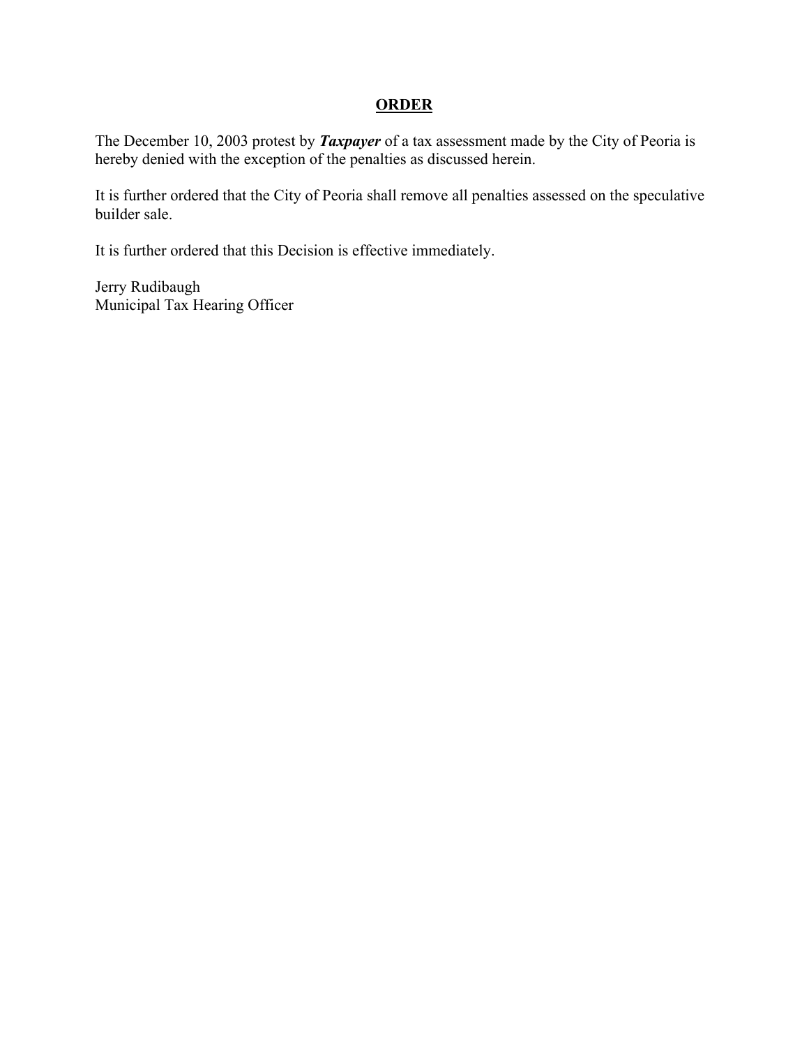## ORDER

The December 10, 2003 protest by ***Taxpayer*** of a tax assessment made by the City of Peoria is hereby denied with the exception of the penalties as discussed herein.

It is further ordered that the City of Peoria shall remove all penalties assessed on the speculative builder sale.

It is further ordered that this Decision is effective immediately.

Jerry Rudibaugh
Municipal Tax Hearing Officer